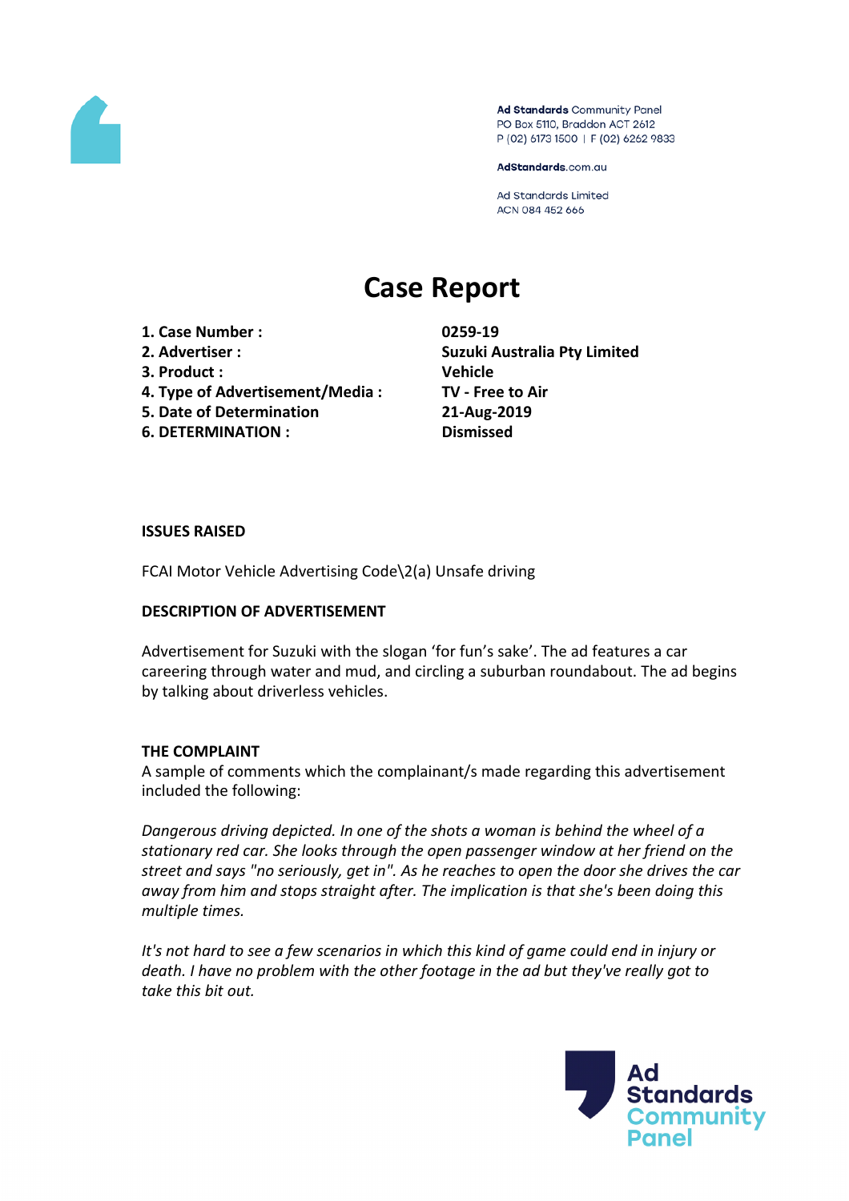Ad Standards Community Panel
PO Box 5110, Braddon ACT 2612
P (02) 6173 1500 | F (02) 6262 9833

AdStandards.com.au

Ad Standards Limited
ACN 084 452 666

# Case Report

| | |
|---|---|
| **1. Case Number :** | **0259-19** |
| **2. Advertiser :** | **Suzuki Australia Pty Limited** |
| **3. Product :** | **Vehicle** |
| **4. Type of Advertisement/Media :** | **TV - Free to Air** |
| **5. Date of Determination** | **21-Aug-2019** |
| **6. DETERMINATION :** | **Dismissed** |

**ISSUES RAISED**

FCAI Motor Vehicle Advertising Code\2(a) Unsafe driving

**DESCRIPTION OF ADVERTISEMENT**

Advertisement for Suzuki with the slogan 'for fun's sake'. The ad features a car careering through water and mud, and circling a suburban roundabout. The ad begins by talking about driverless vehicles.

**THE COMPLAINT**

A sample of comments which the complainant/s made regarding this advertisement included the following:

*Dangerous driving depicted. In one of the shots a woman is behind the wheel of a stationary red car. She looks through the open passenger window at her friend on the street and says "no seriously, get in". As he reaches to open the door she drives the car away from him and stops straight after. The implication is that she's been doing this multiple times.*

*It's not hard to see a few scenarios in which this kind of game could end in injury or death. I have no problem with the other footage in the ad but they've really got to take this bit out.*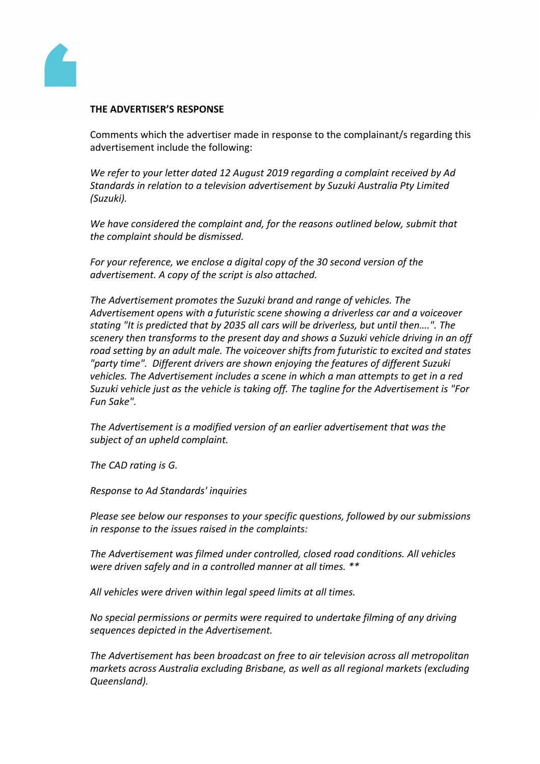**THE ADVERTISER'S RESPONSE**

Comments which the advertiser made in response to the complainant/s regarding this advertisement include the following:

*We refer to your letter dated 12 August 2019 regarding a complaint received by Ad Standards in relation to a television advertisement by Suzuki Australia Pty Limited (Suzuki).*

*We have considered the complaint and, for the reasons outlined below, submit that the complaint should be dismissed.*

*For your reference, we enclose a digital copy of the 30 second version of the advertisement. A copy of the script is also attached.*

*The Advertisement promotes the Suzuki brand and range of vehicles. The Advertisement opens with a futuristic scene showing a driverless car and a voiceover stating "It is predicted that by 2035 all cars will be driverless, but until then….". The scenery then transforms to the present day and shows a Suzuki vehicle driving in an off road setting by an adult male. The voiceover shifts from futuristic to excited and states "party time". Different drivers are shown enjoying the features of different Suzuki vehicles. The Advertisement includes a scene in which a man attempts to get in a red Suzuki vehicle just as the vehicle is taking off. The tagline for the Advertisement is "For Fun Sake".*

*The Advertisement is a modified version of an earlier advertisement that was the subject of an upheld complaint.*

*The CAD rating is G.*

*Response to Ad Standards' inquiries*

*Please see below our responses to your specific questions, followed by our submissions in response to the issues raised in the complaints:*

*The Advertisement was filmed under controlled, closed road conditions. All vehicles were driven safely and in a controlled manner at all times. \*\**

*All vehicles were driven within legal speed limits at all times.*

*No special permissions or permits were required to undertake filming of any driving sequences depicted in the Advertisement.*

*The Advertisement has been broadcast on free to air television across all metropolitan markets across Australia excluding Brisbane, as well as all regional markets (excluding Queensland).*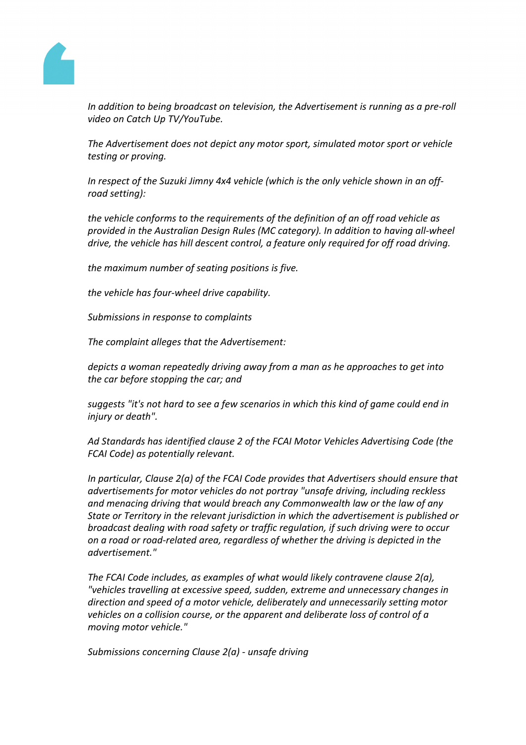*In addition to being broadcast on television, the Advertisement is running as a pre-roll video on Catch Up TV/YouTube.*

*The Advertisement does not depict any motor sport, simulated motor sport or vehicle testing or proving.*

*In respect of the Suzuki Jimny 4x4 vehicle (which is the only vehicle shown in an off-road setting):*

*the vehicle conforms to the requirements of the definition of an off road vehicle as provided in the Australian Design Rules (MC category). In addition to having all-wheel drive, the vehicle has hill descent control, a feature only required for off road driving.*

*the maximum number of seating positions is five.*

*the vehicle has four-wheel drive capability.*

*Submissions in response to complaints*

*The complaint alleges that the Advertisement:*

*depicts a woman repeatedly driving away from a man as he approaches to get into the car before stopping the car; and*

*suggests "it's not hard to see a few scenarios in which this kind of game could end in injury or death".*

*Ad Standards has identified clause 2 of the FCAI Motor Vehicles Advertising Code (the FCAI Code) as potentially relevant.*

*In particular, Clause 2(a) of the FCAI Code provides that Advertisers should ensure that advertisements for motor vehicles do not portray "unsafe driving, including reckless and menacing driving that would breach any Commonwealth law or the law of any State or Territory in the relevant jurisdiction in which the advertisement is published or broadcast dealing with road safety or traffic regulation, if such driving were to occur on a road or road-related area, regardless of whether the driving is depicted in the advertisement."*

*The FCAI Code includes, as examples of what would likely contravene clause 2(a), "vehicles travelling at excessive speed, sudden, extreme and unnecessary changes in direction and speed of a motor vehicle, deliberately and unnecessarily setting motor vehicles on a collision course, or the apparent and deliberate loss of control of a moving motor vehicle."*

*Submissions concerning Clause 2(a) - unsafe driving*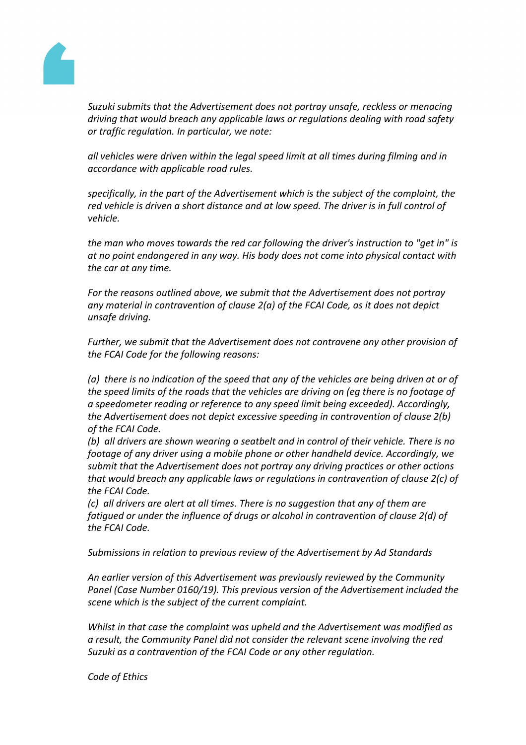*Suzuki submits that the Advertisement does not portray unsafe, reckless or menacing driving that would breach any applicable laws or regulations dealing with road safety or traffic regulation. In particular, we note:*

*all vehicles were driven within the legal speed limit at all times during filming and in accordance with applicable road rules.*

*specifically, in the part of the Advertisement which is the subject of the complaint, the red vehicle is driven a short distance and at low speed. The driver is in full control of vehicle.*

*the man who moves towards the red car following the driver's instruction to "get in" is at no point endangered in any way. His body does not come into physical contact with the car at any time.*

*For the reasons outlined above, we submit that the Advertisement does not portray any material in contravention of clause 2(a) of the FCAI Code, as it does not depict unsafe driving.*

*Further, we submit that the Advertisement does not contravene any other provision of the FCAI Code for the following reasons:*

*(a) there is no indication of the speed that any of the vehicles are being driven at or of the speed limits of the roads that the vehicles are driving on (eg there is no footage of a speedometer reading or reference to any speed limit being exceeded). Accordingly, the Advertisement does not depict excessive speeding in contravention of clause 2(b) of the FCAI Code.*
*(b) all drivers are shown wearing a seatbelt and in control of their vehicle. There is no footage of any driver using a mobile phone or other handheld device. Accordingly, we submit that the Advertisement does not portray any driving practices or other actions that would breach any applicable laws or regulations in contravention of clause 2(c) of the FCAI Code.*
*(c) all drivers are alert at all times. There is no suggestion that any of them are fatigued or under the influence of drugs or alcohol in contravention of clause 2(d) of the FCAI Code.*

*Submissions in relation to previous review of the Advertisement by Ad Standards*

*An earlier version of this Advertisement was previously reviewed by the Community Panel (Case Number 0160/19). This previous version of the Advertisement included the scene which is the subject of the current complaint.*

*Whilst in that case the complaint was upheld and the Advertisement was modified as a result, the Community Panel did not consider the relevant scene involving the red Suzuki as a contravention of the FCAI Code or any other regulation.*

*Code of Ethics*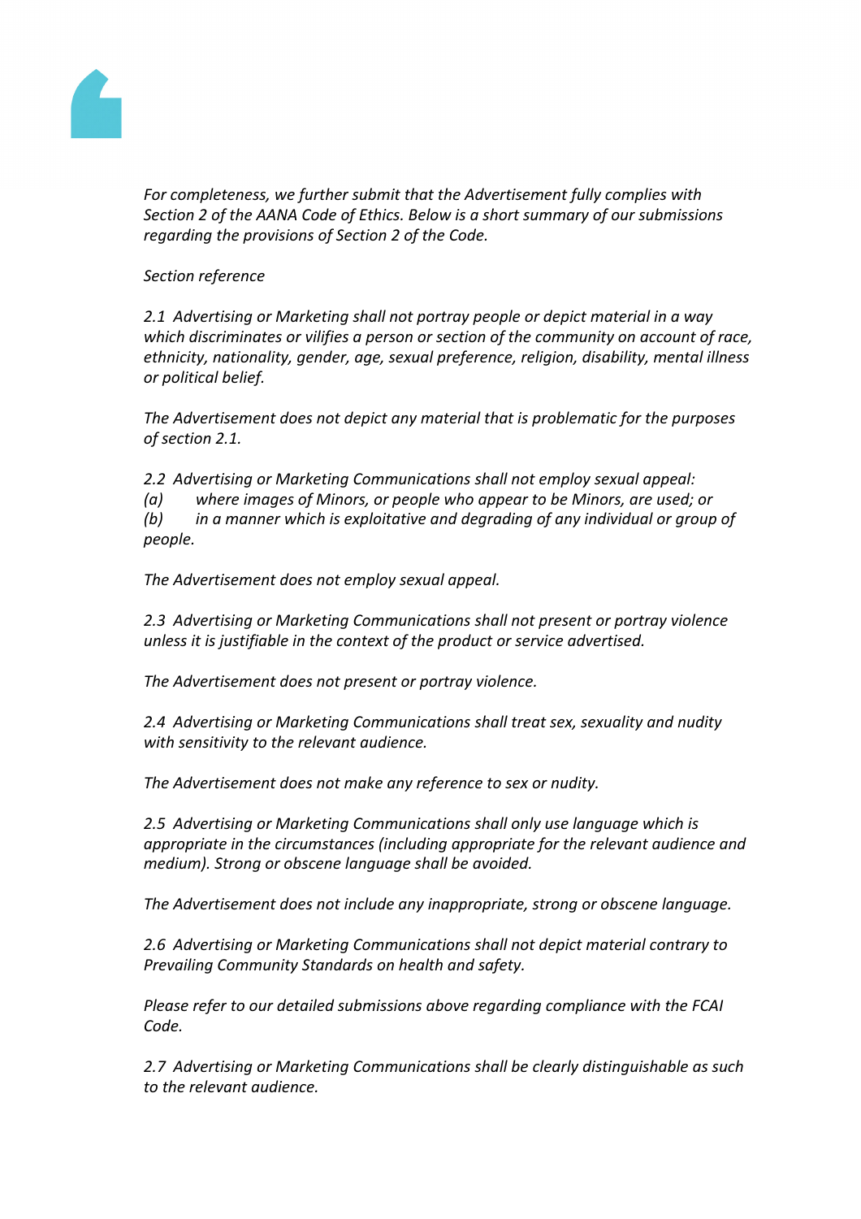*For completeness, we further submit that the Advertisement fully complies with Section 2 of the AANA Code of Ethics. Below is a short summary of our submissions regarding the provisions of Section 2 of the Code.*

*Section reference*

*2.1 Advertising or Marketing shall not portray people or depict material in a way which discriminates or vilifies a person or section of the community on account of race, ethnicity, nationality, gender, age, sexual preference, religion, disability, mental illness or political belief.*

*The Advertisement does not depict any material that is problematic for the purposes of section 2.1.*

*2.2 Advertising or Marketing Communications shall not employ sexual appeal:*
*(a) where images of Minors, or people who appear to be Minors, are used; or*
*(b) in a manner which is exploitative and degrading of any individual or group of people.*

*The Advertisement does not employ sexual appeal.*

*2.3 Advertising or Marketing Communications shall not present or portray violence unless it is justifiable in the context of the product or service advertised.*

*The Advertisement does not present or portray violence.*

*2.4 Advertising or Marketing Communications shall treat sex, sexuality and nudity with sensitivity to the relevant audience.*

*The Advertisement does not make any reference to sex or nudity.*

*2.5 Advertising or Marketing Communications shall only use language which is appropriate in the circumstances (including appropriate for the relevant audience and medium). Strong or obscene language shall be avoided.*

*The Advertisement does not include any inappropriate, strong or obscene language.*

*2.6 Advertising or Marketing Communications shall not depict material contrary to Prevailing Community Standards on health and safety.*

*Please refer to our detailed submissions above regarding compliance with the FCAI Code.*

*2.7 Advertising or Marketing Communications shall be clearly distinguishable as such to the relevant audience.*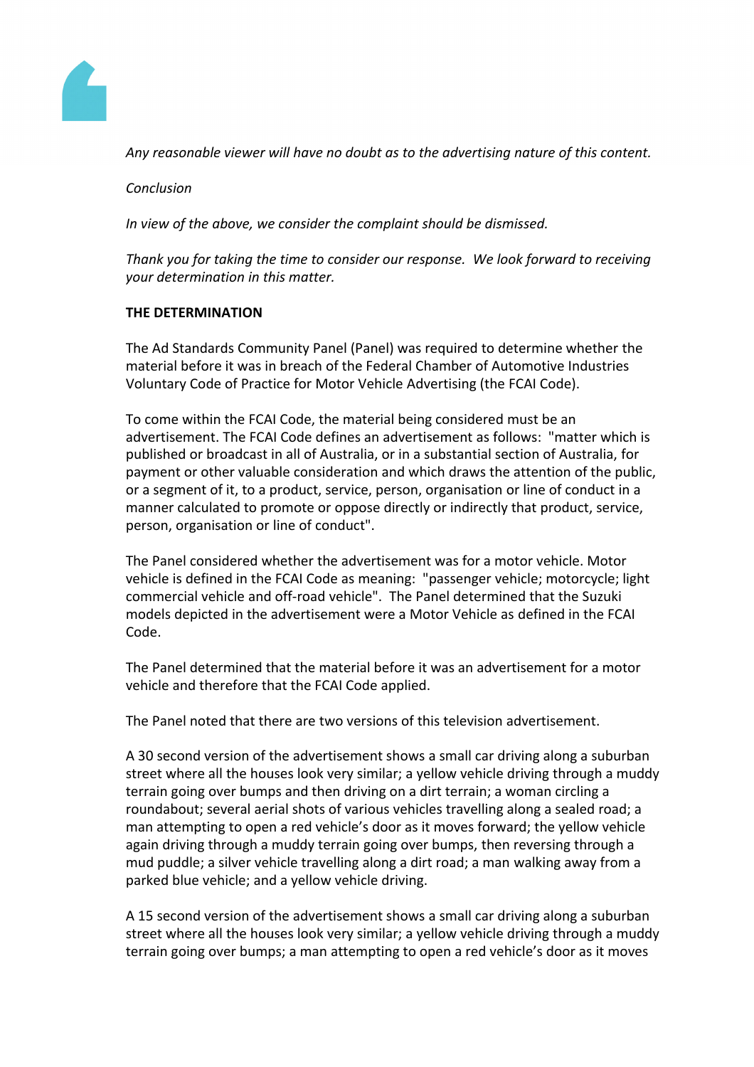*Any reasonable viewer will have no doubt as to the advertising nature of this content.*

*Conclusion*

*In view of the above, we consider the complaint should be dismissed.*

*Thank you for taking the time to consider our response. We look forward to receiving your determination in this matter.*

**THE DETERMINATION**

The Ad Standards Community Panel (Panel) was required to determine whether the material before it was in breach of the Federal Chamber of Automotive Industries Voluntary Code of Practice for Motor Vehicle Advertising (the FCAI Code).

To come within the FCAI Code, the material being considered must be an advertisement. The FCAI Code defines an advertisement as follows: "matter which is published or broadcast in all of Australia, or in a substantial section of Australia, for payment or other valuable consideration and which draws the attention of the public, or a segment of it, to a product, service, person, organisation or line of conduct in a manner calculated to promote or oppose directly or indirectly that product, service, person, organisation or line of conduct".

The Panel considered whether the advertisement was for a motor vehicle. Motor vehicle is defined in the FCAI Code as meaning: "passenger vehicle; motorcycle; light commercial vehicle and off-road vehicle". The Panel determined that the Suzuki models depicted in the advertisement were a Motor Vehicle as defined in the FCAI Code.

The Panel determined that the material before it was an advertisement for a motor vehicle and therefore that the FCAI Code applied.

The Panel noted that there are two versions of this television advertisement.

A 30 second version of the advertisement shows a small car driving along a suburban street where all the houses look very similar; a yellow vehicle driving through a muddy terrain going over bumps and then driving on a dirt terrain; a woman circling a roundabout; several aerial shots of various vehicles travelling along a sealed road; a man attempting to open a red vehicle's door as it moves forward; the yellow vehicle again driving through a muddy terrain going over bumps, then reversing through a mud puddle; a silver vehicle travelling along a dirt road; a man walking away from a parked blue vehicle; and a yellow vehicle driving.

A 15 second version of the advertisement shows a small car driving along a suburban street where all the houses look very similar; a yellow vehicle driving through a muddy terrain going over bumps; a man attempting to open a red vehicle's door as it moves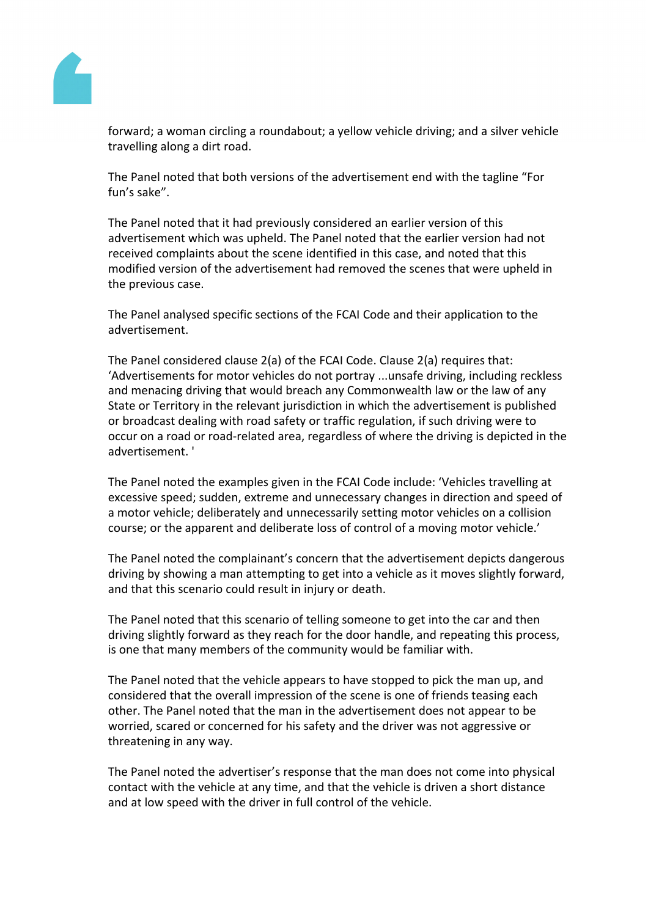forward; a woman circling a roundabout; a yellow vehicle driving; and a silver vehicle travelling along a dirt road.

The Panel noted that both versions of the advertisement end with the tagline "For fun's sake".

The Panel noted that it had previously considered an earlier version of this advertisement which was upheld. The Panel noted that the earlier version had not received complaints about the scene identified in this case, and noted that this modified version of the advertisement had removed the scenes that were upheld in the previous case.

The Panel analysed specific sections of the FCAI Code and their application to the advertisement.

The Panel considered clause 2(a) of the FCAI Code. Clause 2(a) requires that: 'Advertisements for motor vehicles do not portray ...unsafe driving, including reckless and menacing driving that would breach any Commonwealth law or the law of any State or Territory in the relevant jurisdiction in which the advertisement is published or broadcast dealing with road safety or traffic regulation, if such driving were to occur on a road or road-related area, regardless of where the driving is depicted in the advertisement. '

The Panel noted the examples given in the FCAI Code include: 'Vehicles travelling at excessive speed; sudden, extreme and unnecessary changes in direction and speed of a motor vehicle; deliberately and unnecessarily setting motor vehicles on a collision course; or the apparent and deliberate loss of control of a moving motor vehicle.'

The Panel noted the complainant's concern that the advertisement depicts dangerous driving by showing a man attempting to get into a vehicle as it moves slightly forward, and that this scenario could result in injury or death.

The Panel noted that this scenario of telling someone to get into the car and then driving slightly forward as they reach for the door handle, and repeating this process, is one that many members of the community would be familiar with.

The Panel noted that the vehicle appears to have stopped to pick the man up, and considered that the overall impression of the scene is one of friends teasing each other. The Panel noted that the man in the advertisement does not appear to be worried, scared or concerned for his safety and the driver was not aggressive or threatening in any way.

The Panel noted the advertiser's response that the man does not come into physical contact with the vehicle at any time, and that the vehicle is driven a short distance and at low speed with the driver in full control of the vehicle.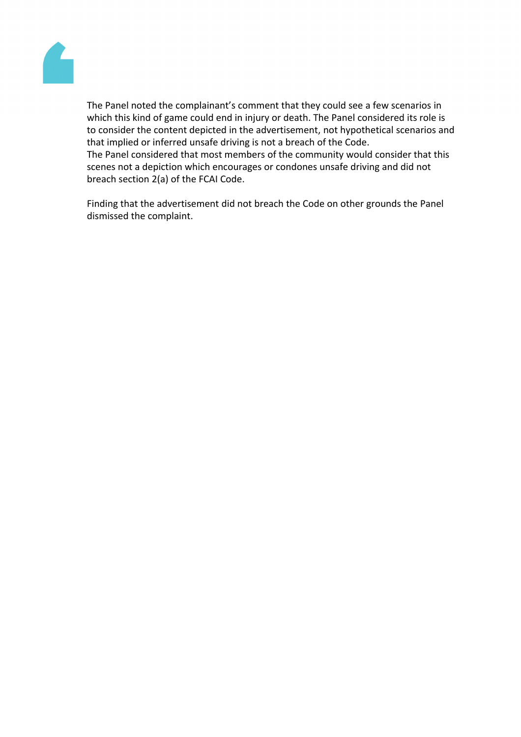The Panel noted the complainant's comment that they could see a few scenarios in which this kind of game could end in injury or death. The Panel considered its role is to consider the content depicted in the advertisement, not hypothetical scenarios and that implied or inferred unsafe driving is not a breach of the Code.
The Panel considered that most members of the community would consider that this scenes not a depiction which encourages or condones unsafe driving and did not breach section 2(a) of the FCAI Code.

Finding that the advertisement did not breach the Code on other grounds the Panel dismissed the complaint.